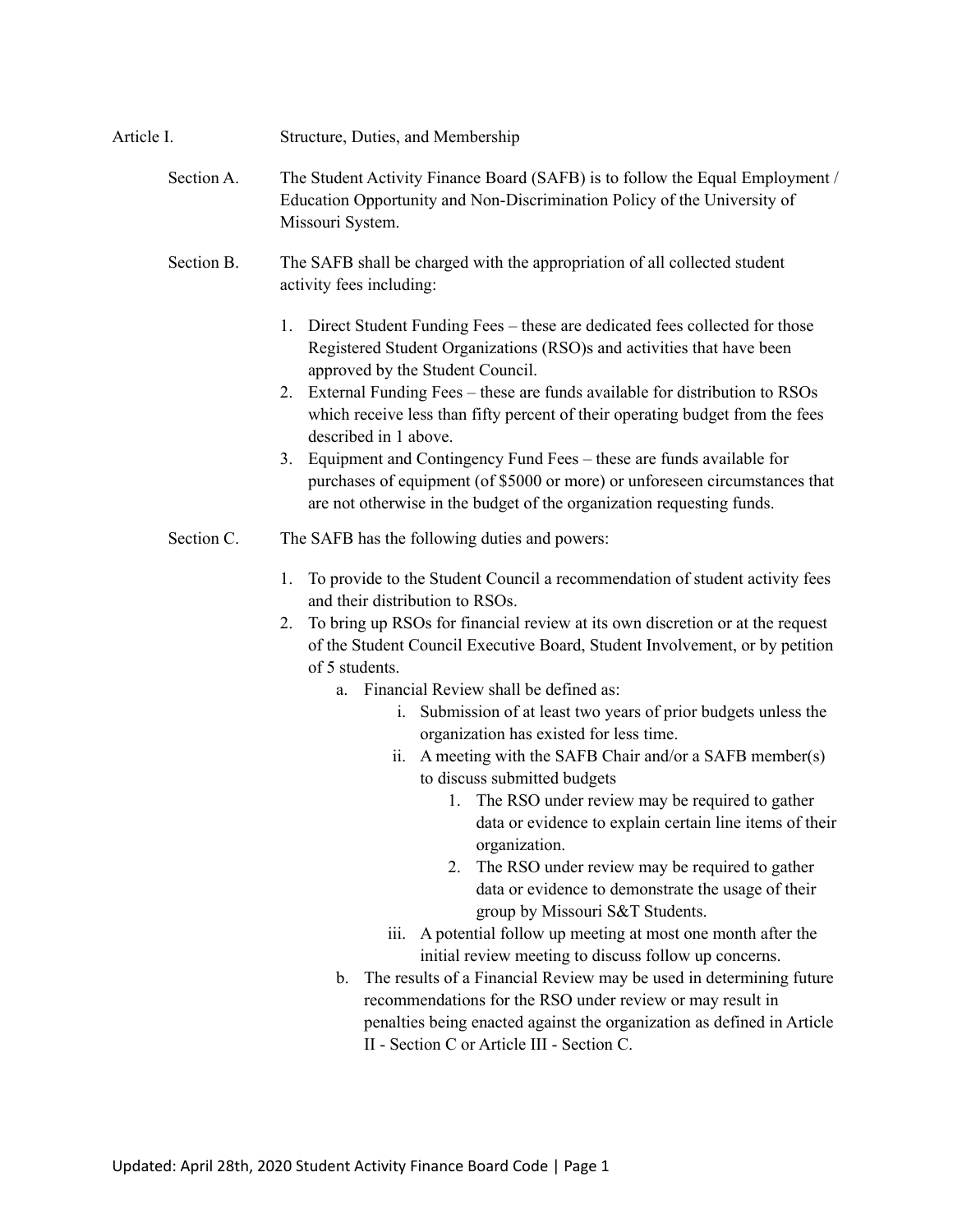## Article I. Structure, Duties, and Membership

**Section A.** The Student Activity Finance Board (SAFB) is to follow the Equal Employment / Education Opportunity and Non-Discrimination Policy of the University of Missouri System.

**Section B.** The SAFB shall be charged with the appropriation of all collected student activity fees including:

1. Direct Student Funding Fees – these are dedicated fees collected for those Registered Student Organizations (RSO)s and activities that have been approved by the Student Council.
2. External Funding Fees – these are funds available for distribution to RSOs which receive less than fifty percent of their operating budget from the fees described in 1 above.
3. Equipment and Contingency Fund Fees – these are funds available for purchases of equipment (of $5000 or more) or unforeseen circumstances that are not otherwise in the budget of the organization requesting funds.

**Section C.** The SAFB has the following duties and powers:

1. To provide to the Student Council a recommendation of student activity fees and their distribution to RSOs.
2. To bring up RSOs for financial review at its own discretion or at the request of the Student Council Executive Board, Student Involvement, or by petition of 5 students.
   a. Financial Review shall be defined as:
      i. Submission of at least two years of prior budgets unless the organization has existed for less time.
      ii. A meeting with the SAFB Chair and/or a SAFB member(s) to discuss submitted budgets
         1. The RSO under review may be required to gather data or evidence to explain certain line items of their organization.
         2. The RSO under review may be required to gather data or evidence to demonstrate the usage of their group by Missouri S&T Students.
      iii. A potential follow up meeting at most one month after the initial review meeting to discuss follow up concerns.
   b. The results of a Financial Review may be used in determining future recommendations for the RSO under review or may result in penalties being enacted against the organization as defined in Article II - Section C or Article III - Section C.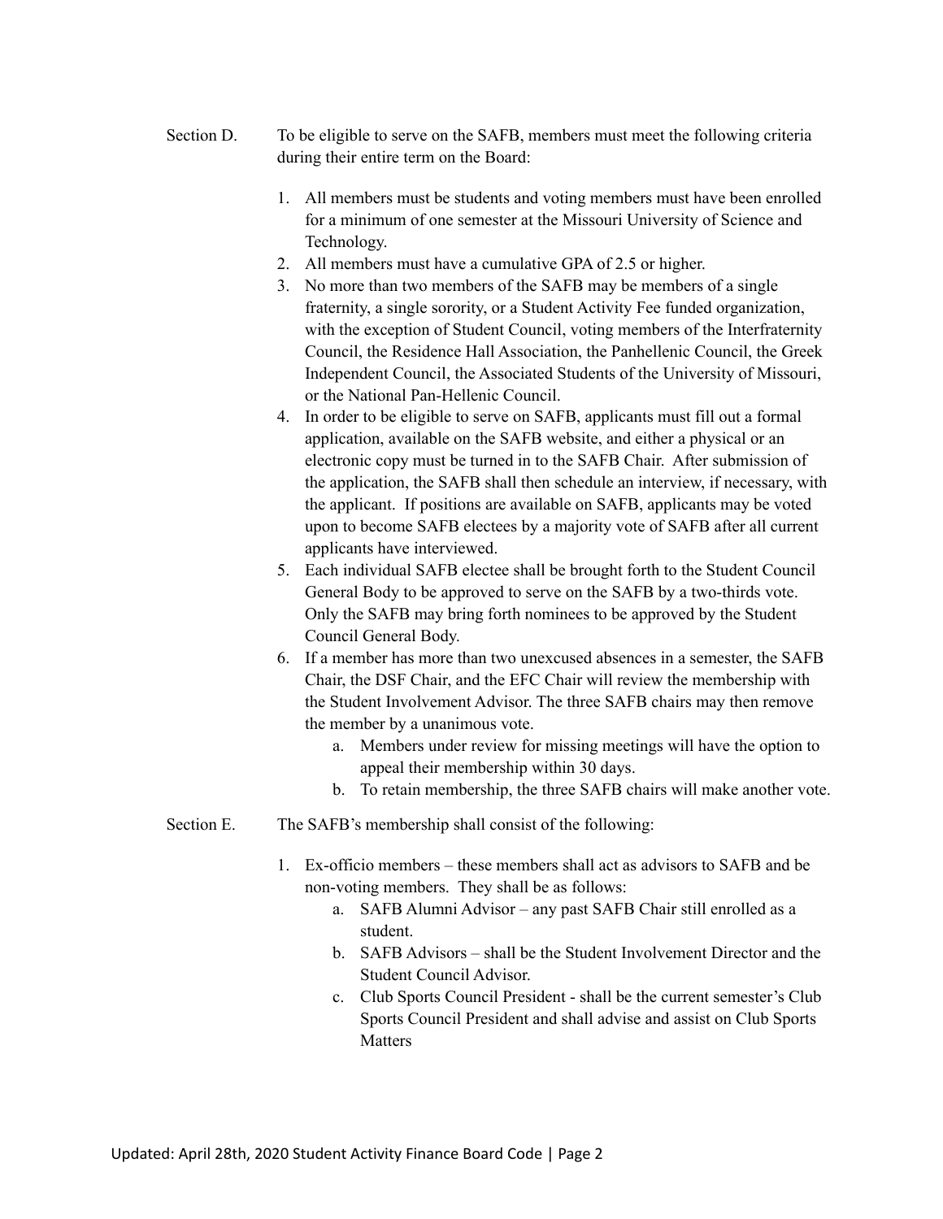Section D. To be eligible to serve on the SAFB, members must meet the following criteria during their entire term on the Board:

1. All members must be students and voting members must have been enrolled for a minimum of one semester at the Missouri University of Science and Technology.
2. All members must have a cumulative GPA of 2.5 or higher.
3. No more than two members of the SAFB may be members of a single fraternity, a single sorority, or a Student Activity Fee funded organization, with the exception of Student Council, voting members of the Interfraternity Council, the Residence Hall Association, the Panhellenic Council, the Greek Independent Council, the Associated Students of the University of Missouri, or the National Pan-Hellenic Council.
4. In order to be eligible to serve on SAFB, applicants must fill out a formal application, available on the SAFB website, and either a physical or an electronic copy must be turned in to the SAFB Chair. After submission of the application, the SAFB shall then schedule an interview, if necessary, with the applicant. If positions are available on SAFB, applicants may be voted upon to become SAFB electees by a majority vote of SAFB after all current applicants have interviewed.
5. Each individual SAFB electee shall be brought forth to the Student Council General Body to be approved to serve on the SAFB by a two-thirds vote. Only the SAFB may bring forth nominees to be approved by the Student Council General Body.
6. If a member has more than two unexcused absences in a semester, the SAFB Chair, the DSF Chair, and the EFC Chair will review the membership with the Student Involvement Advisor. The three SAFB chairs may then remove the member by a unanimous vote.
   a. Members under review for missing meetings will have the option to appeal their membership within 30 days.
   b. To retain membership, the three SAFB chairs will make another vote.

Section E. The SAFB's membership shall consist of the following:

1. Ex-officio members – these members shall act as advisors to SAFB and be non-voting members. They shall be as follows:
   a. SAFB Alumni Advisor – any past SAFB Chair still enrolled as a student.
   b. SAFB Advisors – shall be the Student Involvement Director and the Student Council Advisor.
   c. Club Sports Council President - shall be the current semester's Club Sports Council President and shall advise and assist on Club Sports Matters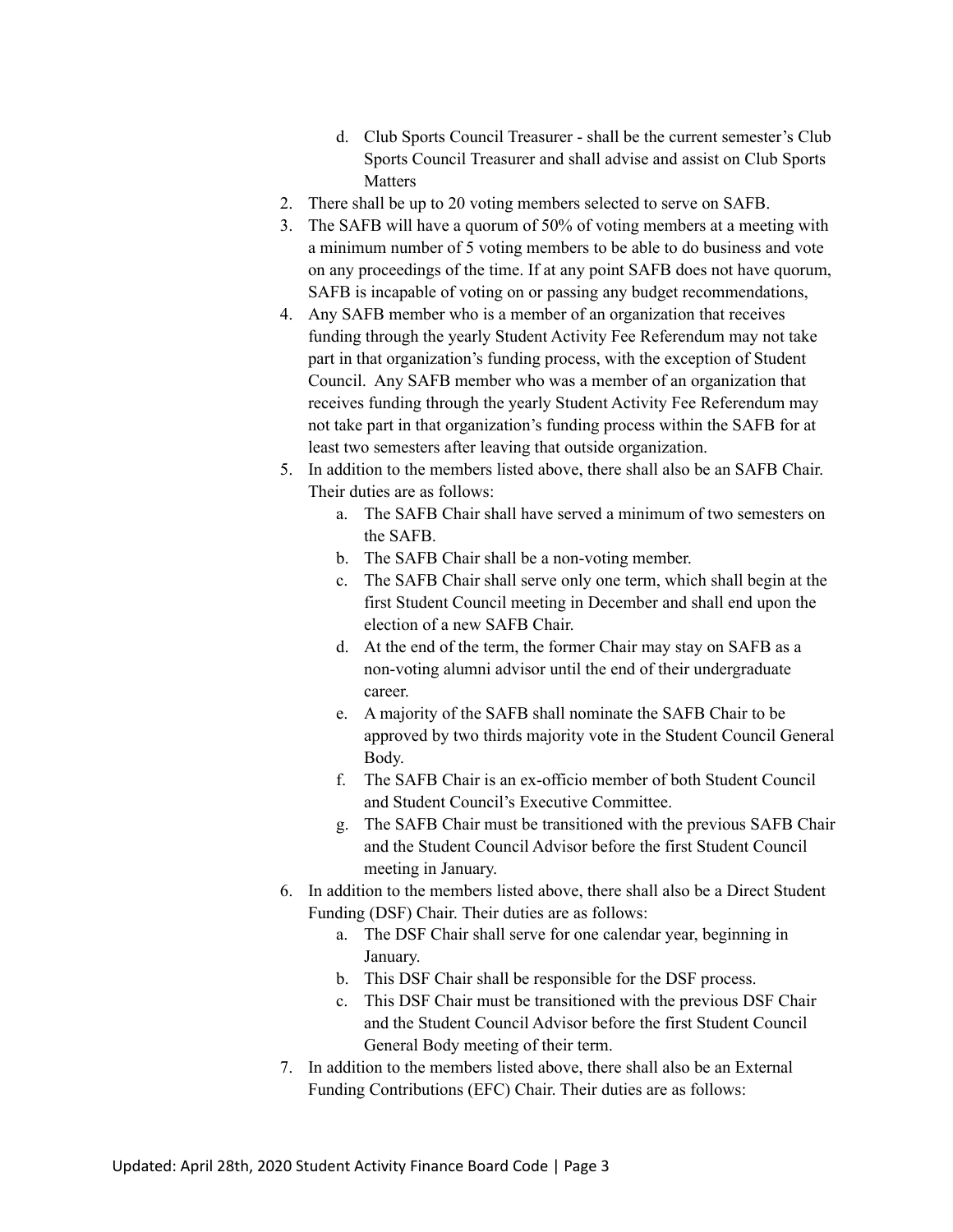d. Club Sports Council Treasurer - shall be the current semester's Club Sports Council Treasurer and shall advise and assist on Club Sports Matters

2. There shall be up to 20 voting members selected to serve on SAFB.
3. The SAFB will have a quorum of 50% of voting members at a meeting with a minimum number of 5 voting members to be able to do business and vote on any proceedings of the time. If at any point SAFB does not have quorum, SAFB is incapable of voting on or passing any budget recommendations,
4. Any SAFB member who is a member of an organization that receives funding through the yearly Student Activity Fee Referendum may not take part in that organization's funding process, with the exception of Student Council. Any SAFB member who was a member of an organization that receives funding through the yearly Student Activity Fee Referendum may not take part in that organization's funding process within the SAFB for at least two semesters after leaving that outside organization.
5. In addition to the members listed above, there shall also be an SAFB Chair. Their duties are as follows:
   a. The SAFB Chair shall have served a minimum of two semesters on the SAFB.
   b. The SAFB Chair shall be a non-voting member.
   c. The SAFB Chair shall serve only one term, which shall begin at the first Student Council meeting in December and shall end upon the election of a new SAFB Chair.
   d. At the end of the term, the former Chair may stay on SAFB as a non-voting alumni advisor until the end of their undergraduate career.
   e. A majority of the SAFB shall nominate the SAFB Chair to be approved by two thirds majority vote in the Student Council General Body.
   f. The SAFB Chair is an ex-officio member of both Student Council and Student Council's Executive Committee.
   g. The SAFB Chair must be transitioned with the previous SAFB Chair and the Student Council Advisor before the first Student Council meeting in January.
6. In addition to the members listed above, there shall also be a Direct Student Funding (DSF) Chair. Their duties are as follows:
   a. The DSF Chair shall serve for one calendar year, beginning in January.
   b. This DSF Chair shall be responsible for the DSF process.
   c. This DSF Chair must be transitioned with the previous DSF Chair and the Student Council Advisor before the first Student Council General Body meeting of their term.
7. In addition to the members listed above, there shall also be an External Funding Contributions (EFC) Chair. Their duties are as follows: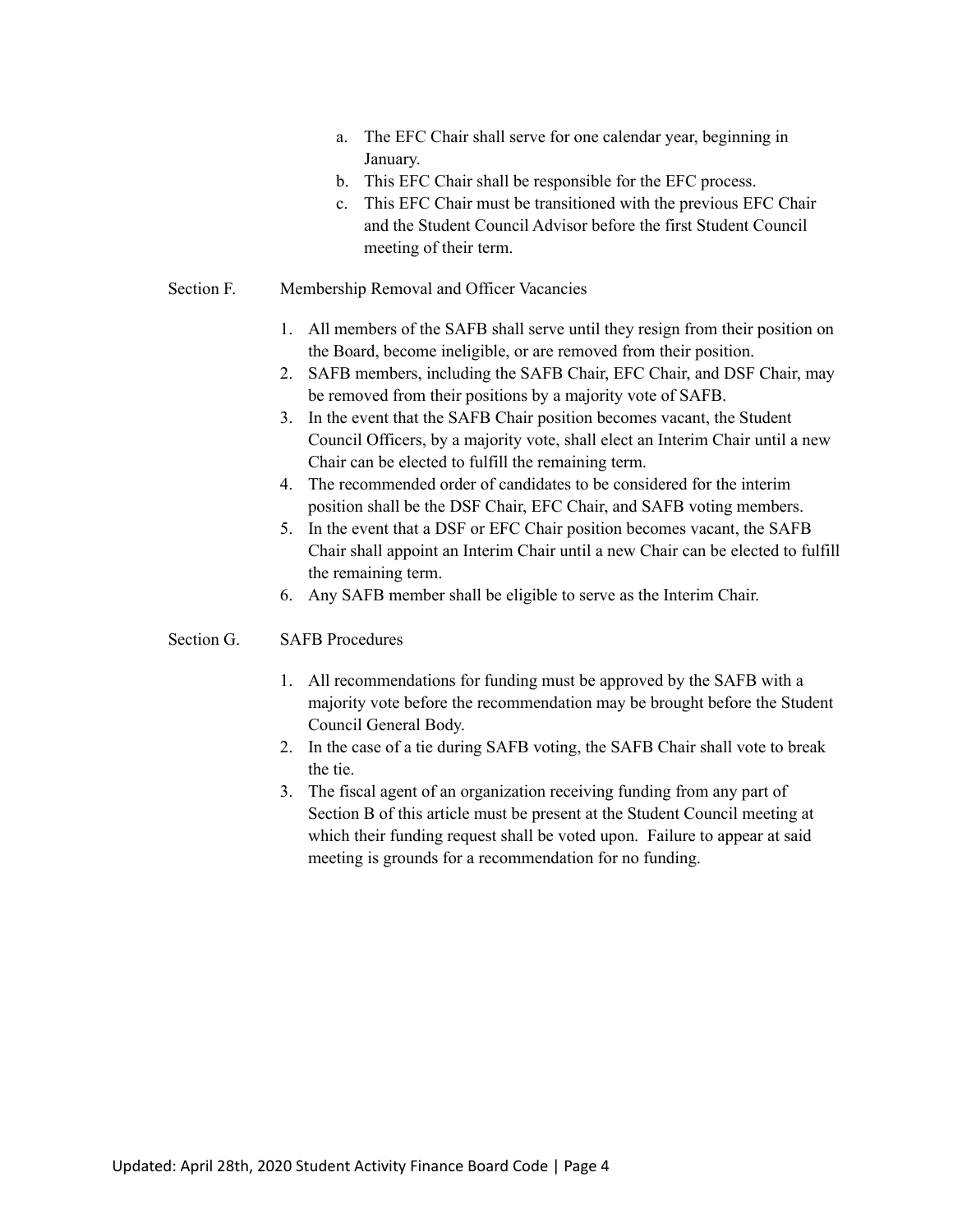a. The EFC Chair shall serve for one calendar year, beginning in January.
   b. This EFC Chair shall be responsible for the EFC process.
   c. This EFC Chair must be transitioned with the previous EFC Chair and the Student Council Advisor before the first Student Council meeting of their term.

Section F. Membership Removal and Officer Vacancies

1. All members of the SAFB shall serve until they resign from their position on the Board, become ineligible, or are removed from their position.
2. SAFB members, including the SAFB Chair, EFC Chair, and DSF Chair, may be removed from their positions by a majority vote of SAFB.
3. In the event that the SAFB Chair position becomes vacant, the Student Council Officers, by a majority vote, shall elect an Interim Chair until a new Chair can be elected to fulfill the remaining term.
4. The recommended order of candidates to be considered for the interim position shall be the DSF Chair, EFC Chair, and SAFB voting members.
5. In the event that a DSF or EFC Chair position becomes vacant, the SAFB Chair shall appoint an Interim Chair until a new Chair can be elected to fulfill the remaining term.
6. Any SAFB member shall be eligible to serve as the Interim Chair.

Section G. SAFB Procedures

1. All recommendations for funding must be approved by the SAFB with a majority vote before the recommendation may be brought before the Student Council General Body.
2. In the case of a tie during SAFB voting, the SAFB Chair shall vote to break the tie.
3. The fiscal agent of an organization receiving funding from any part of Section B of this article must be present at the Student Council meeting at which their funding request shall be voted upon. Failure to appear at said meeting is grounds for a recommendation for no funding.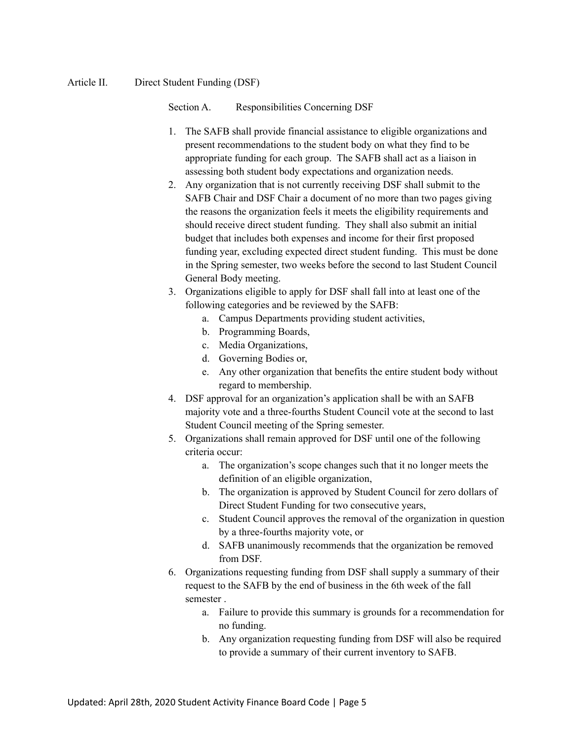## Article II. Direct Student Funding (DSF)

### Section A. Responsibilities Concerning DSF

1. The SAFB shall provide financial assistance to eligible organizations and present recommendations to the student body on what they find to be appropriate funding for each group. The SAFB shall act as a liaison in assessing both student body expectations and organization needs.
2. Any organization that is not currently receiving DSF shall submit to the SAFB Chair and DSF Chair a document of no more than two pages giving the reasons the organization feels it meets the eligibility requirements and should receive direct student funding. They shall also submit an initial budget that includes both expenses and income for their first proposed funding year, excluding expected direct student funding. This must be done in the Spring semester, two weeks before the second to last Student Council General Body meeting.
3. Organizations eligible to apply for DSF shall fall into at least one of the following categories and be reviewed by the SAFB:
    a. Campus Departments providing student activities,
    b. Programming Boards,
    c. Media Organizations,
    d. Governing Bodies or,
    e. Any other organization that benefits the entire student body without regard to membership.
4. DSF approval for an organization's application shall be with an SAFB majority vote and a three-fourths Student Council vote at the second to last Student Council meeting of the Spring semester.
5. Organizations shall remain approved for DSF until one of the following criteria occur:
    a. The organization's scope changes such that it no longer meets the definition of an eligible organization,
    b. The organization is approved by Student Council for zero dollars of Direct Student Funding for two consecutive years,
    c. Student Council approves the removal of the organization in question by a three-fourths majority vote, or
    d. SAFB unanimously recommends that the organization be removed from DSF.
6. Organizations requesting funding from DSF shall supply a summary of their request to the SAFB by the end of business in the 6th week of the fall semester .
    a. Failure to provide this summary is grounds for a recommendation for no funding.
    b. Any organization requesting funding from DSF will also be required to provide a summary of their current inventory to SAFB.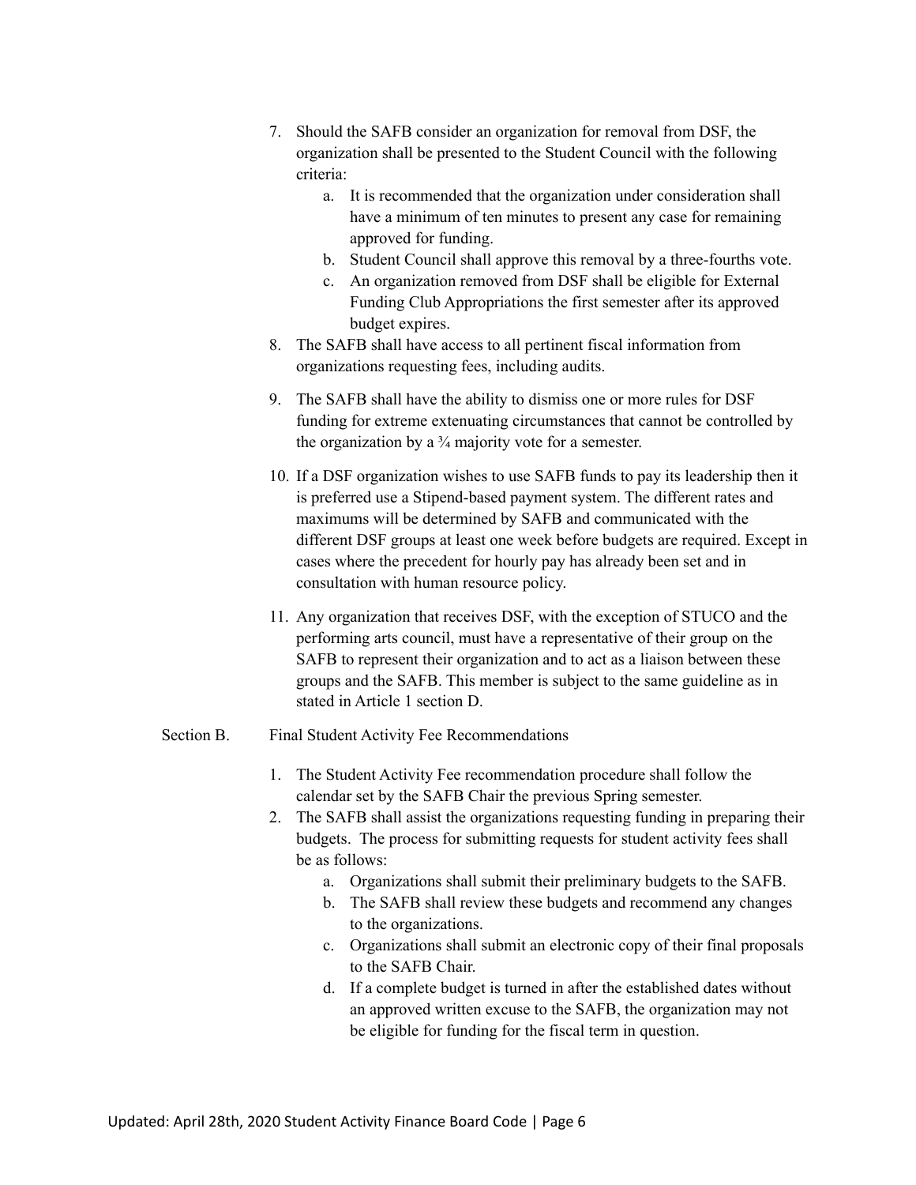7. Should the SAFB consider an organization for removal from DSF, the organization shall be presented to the Student Council with the following criteria:
    a. It is recommended that the organization under consideration shall have a minimum of ten minutes to present any case for remaining approved for funding.
    b. Student Council shall approve this removal by a three-fourths vote.
    c. An organization removed from DSF shall be eligible for External Funding Club Appropriations the first semester after its approved budget expires.
8. The SAFB shall have access to all pertinent fiscal information from organizations requesting fees, including audits.
9. The SAFB shall have the ability to dismiss one or more rules for DSF funding for extreme extenuating circumstances that cannot be controlled by the organization by a ¾ majority vote for a semester.
10. If a DSF organization wishes to use SAFB funds to pay its leadership then it is preferred use a Stipend-based payment system. The different rates and maximums will be determined by SAFB and communicated with the different DSF groups at least one week before budgets are required. Except in cases where the precedent for hourly pay has already been set and in consultation with human resource policy.
11. Any organization that receives DSF, with the exception of STUCO and the performing arts council, must have a representative of their group on the SAFB to represent their organization and to act as a liaison between these groups and the SAFB. This member is subject to the same guideline as in stated in Article 1 section D.

Section B. Final Student Activity Fee Recommendations

1. The Student Activity Fee recommendation procedure shall follow the calendar set by the SAFB Chair the previous Spring semester.
2. The SAFB shall assist the organizations requesting funding in preparing their budgets. The process for submitting requests for student activity fees shall be as follows:
    a. Organizations shall submit their preliminary budgets to the SAFB.
    b. The SAFB shall review these budgets and recommend any changes to the organizations.
    c. Organizations shall submit an electronic copy of their final proposals to the SAFB Chair.
    d. If a complete budget is turned in after the established dates without an approved written excuse to the SAFB, the organization may not be eligible for funding for the fiscal term in question.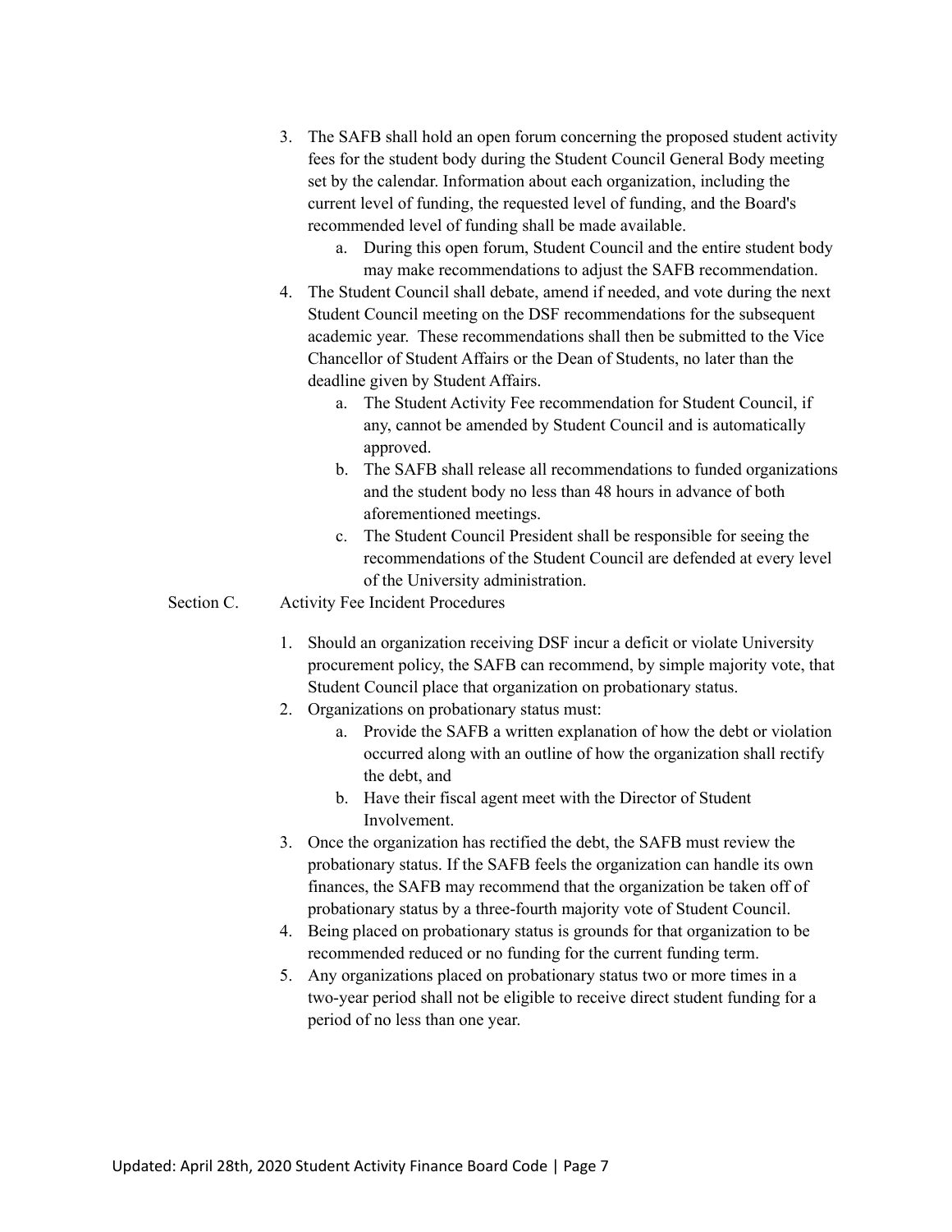3. The SAFB shall hold an open forum concerning the proposed student activity fees for the student body during the Student Council General Body meeting set by the calendar. Information about each organization, including the current level of funding, the requested level of funding, and the Board's recommended level of funding shall be made available.
    a. During this open forum, Student Council and the entire student body may make recommendations to adjust the SAFB recommendation.
4. The Student Council shall debate, amend if needed, and vote during the next Student Council meeting on the DSF recommendations for the subsequent academic year. These recommendations shall then be submitted to the Vice Chancellor of Student Affairs or the Dean of Students, no later than the deadline given by Student Affairs.
    a. The Student Activity Fee recommendation for Student Council, if any, cannot be amended by Student Council and is automatically approved.
    b. The SAFB shall release all recommendations to funded organizations and the student body no less than 48 hours in advance of both aforementioned meetings.
    c. The Student Council President shall be responsible for seeing the recommendations of the Student Council are defended at every level of the University administration.

Section C. Activity Fee Incident Procedures

1. Should an organization receiving DSF incur a deficit or violate University procurement policy, the SAFB can recommend, by simple majority vote, that Student Council place that organization on probationary status.
2. Organizations on probationary status must:
    a. Provide the SAFB a written explanation of how the debt or violation occurred along with an outline of how the organization shall rectify the debt, and
    b. Have their fiscal agent meet with the Director of Student Involvement.
3. Once the organization has rectified the debt, the SAFB must review the probationary status. If the SAFB feels the organization can handle its own finances, the SAFB may recommend that the organization be taken off of probationary status by a three-fourth majority vote of Student Council.
4. Being placed on probationary status is grounds for that organization to be recommended reduced or no funding for the current funding term.
5. Any organizations placed on probationary status two or more times in a two-year period shall not be eligible to receive direct student funding for a period of no less than one year.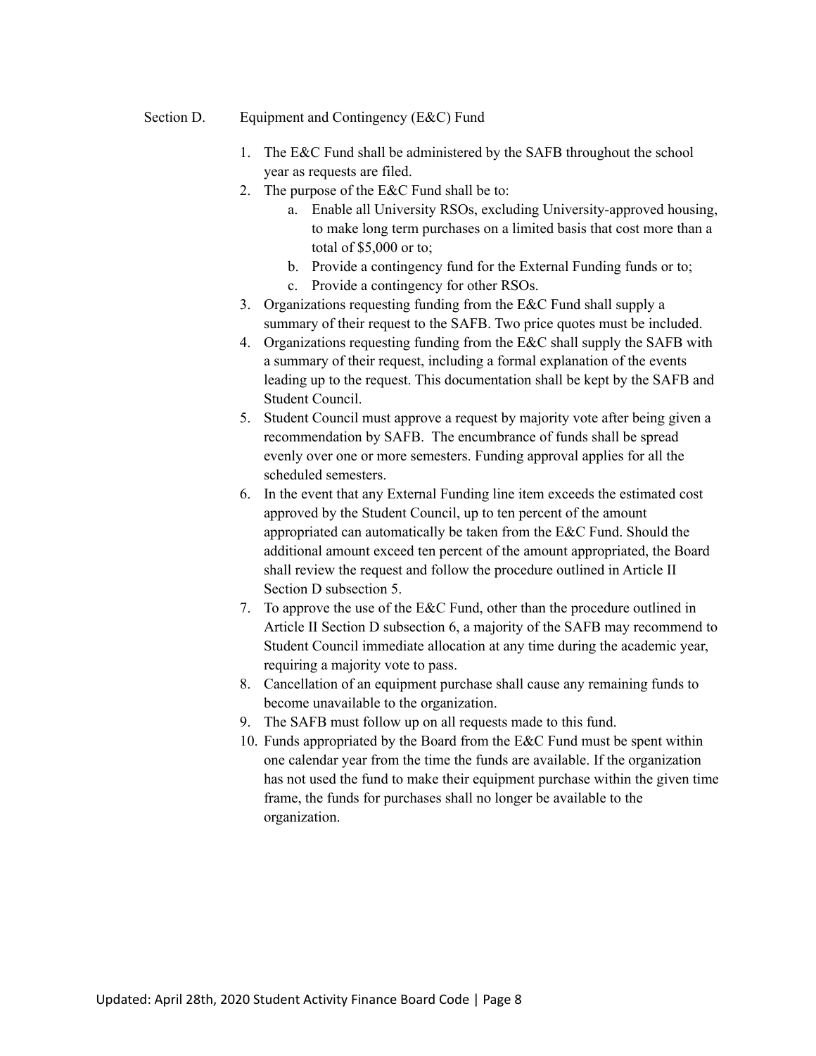## Section D. Equipment and Contingency (E&C) Fund

1. The E&C Fund shall be administered by the SAFB throughout the school year as requests are filed.
2. The purpose of the E&C Fund shall be to:
    a. Enable all University RSOs, excluding University-approved housing, to make long term purchases on a limited basis that cost more than a total of $5,000 or to;
    b. Provide a contingency fund for the External Funding funds or to;
    c. Provide a contingency for other RSOs.
3. Organizations requesting funding from the E&C Fund shall supply a summary of their request to the SAFB. Two price quotes must be included.
4. Organizations requesting funding from the E&C shall supply the SAFB with a summary of their request, including a formal explanation of the events leading up to the request. This documentation shall be kept by the SAFB and Student Council.
5. Student Council must approve a request by majority vote after being given a recommendation by SAFB. The encumbrance of funds shall be spread evenly over one or more semesters. Funding approval applies for all the scheduled semesters.
6. In the event that any External Funding line item exceeds the estimated cost approved by the Student Council, up to ten percent of the amount appropriated can automatically be taken from the E&C Fund. Should the additional amount exceed ten percent of the amount appropriated, the Board shall review the request and follow the procedure outlined in Article II Section D subsection 5.
7. To approve the use of the E&C Fund, other than the procedure outlined in Article II Section D subsection 6, a majority of the SAFB may recommend to Student Council immediate allocation at any time during the academic year, requiring a majority vote to pass.
8. Cancellation of an equipment purchase shall cause any remaining funds to become unavailable to the organization.
9. The SAFB must follow up on all requests made to this fund.
10. Funds appropriated by the Board from the E&C Fund must be spent within one calendar year from the time the funds are available. If the organization has not used the fund to make their equipment purchase within the given time frame, the funds for purchases shall no longer be available to the organization.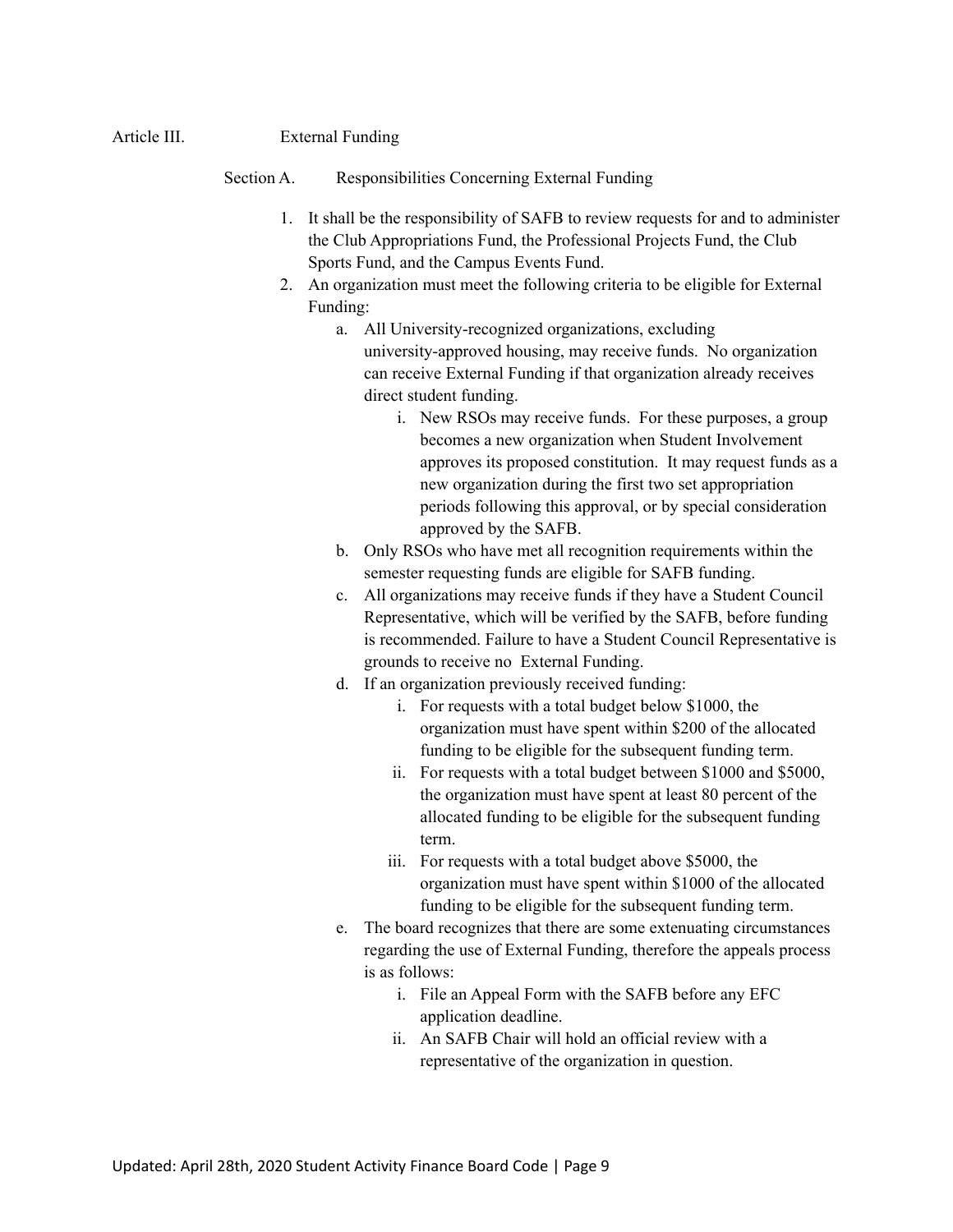## Article III. External Funding

### Section A. Responsibilities Concerning External Funding

1. It shall be the responsibility of SAFB to review requests for and to administer the Club Appropriations Fund, the Professional Projects Fund, the Club Sports Fund, and the Campus Events Fund.
2. An organization must meet the following criteria to be eligible for External Funding:
    a. All University-recognized organizations, excluding university-approved housing, may receive funds. No organization can receive External Funding if that organization already receives direct student funding.
        i. New RSOs may receive funds. For these purposes, a group becomes a new organization when Student Involvement approves its proposed constitution. It may request funds as a new organization during the first two set appropriation periods following this approval, or by special consideration approved by the SAFB.
    b. Only RSOs who have met all recognition requirements within the semester requesting funds are eligible for SAFB funding.
    c. All organizations may receive funds if they have a Student Council Representative, which will be verified by the SAFB, before funding is recommended. Failure to have a Student Council Representative is grounds to receive no External Funding.
    d. If an organization previously received funding:
        i. For requests with a total budget below $1000, the organization must have spent within $200 of the allocated funding to be eligible for the subsequent funding term.
        ii. For requests with a total budget between $1000 and $5000, the organization must have spent at least 80 percent of the allocated funding to be eligible for the subsequent funding term.
        iii. For requests with a total budget above $5000, the organization must have spent within $1000 of the allocated funding to be eligible for the subsequent funding term.
    e. The board recognizes that there are some extenuating circumstances regarding the use of External Funding, therefore the appeals process is as follows:
        i. File an Appeal Form with the SAFB before any EFC application deadline.
        ii. An SAFB Chair will hold an official review with a representative of the organization in question.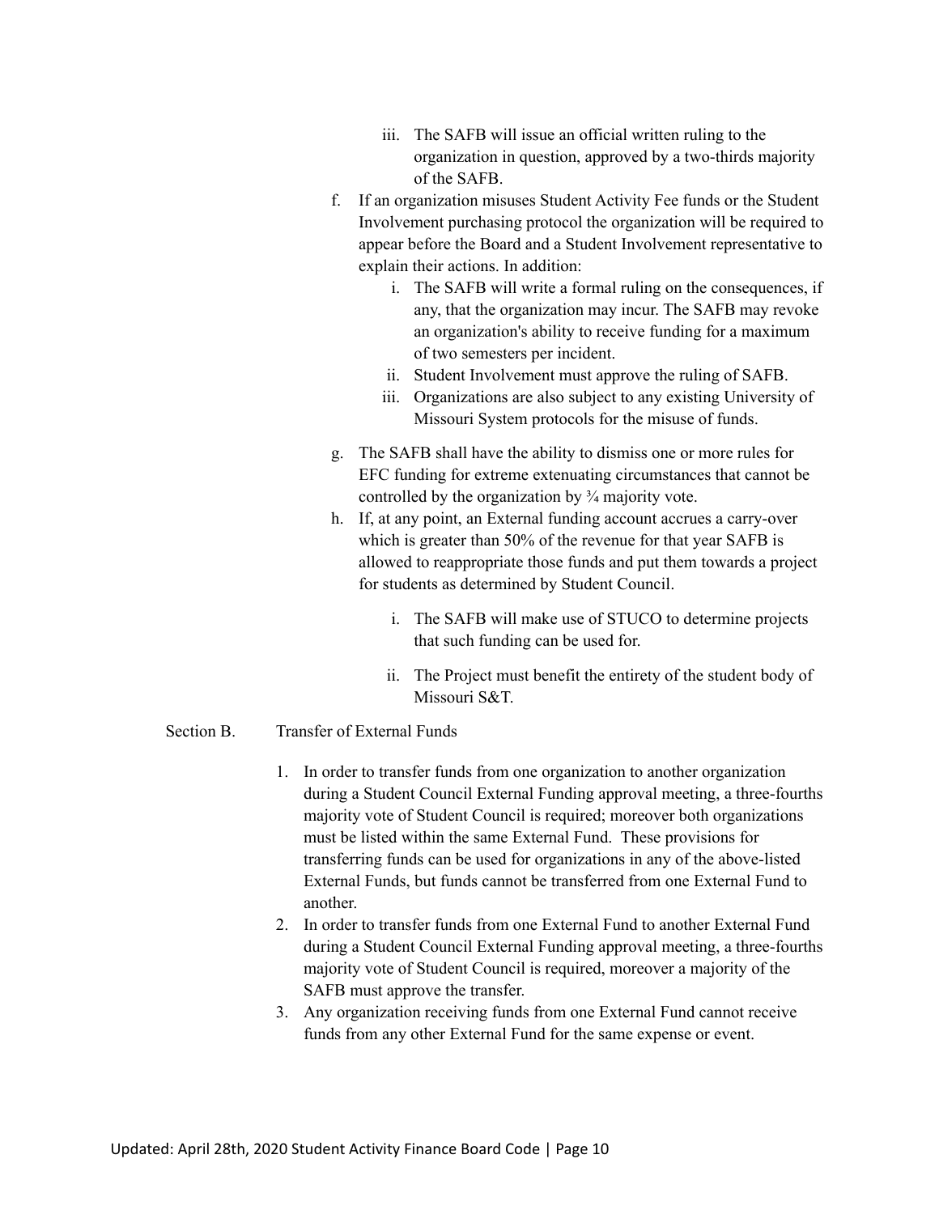iii. The SAFB will issue an official written ruling to the organization in question, approved by a two-thirds majority of the SAFB.

f. If an organization misuses Student Activity Fee funds or the Student Involvement purchasing protocol the organization will be required to appear before the Board and a Student Involvement representative to explain their actions. In addition:

   i. The SAFB will write a formal ruling on the consequences, if any, that the organization may incur. The SAFB may revoke an organization's ability to receive funding for a maximum of two semesters per incident.

   ii. Student Involvement must approve the ruling of SAFB.

   iii. Organizations are also subject to any existing University of Missouri System protocols for the misuse of funds.

g. The SAFB shall have the ability to dismiss one or more rules for EFC funding for extreme extenuating circumstances that cannot be controlled by the organization by ¾ majority vote.

h. If, at any point, an External funding account accrues a carry-over which is greater than 50% of the revenue for that year SAFB is allowed to reappropriate those funds and put them towards a project for students as determined by Student Council.

   i. The SAFB will make use of STUCO to determine projects that such funding can be used for.

   ii. The Project must benefit the entirety of the student body of Missouri S&T.

Section B. Transfer of External Funds

1. In order to transfer funds from one organization to another organization during a Student Council External Funding approval meeting, a three-fourths majority vote of Student Council is required; moreover both organizations must be listed within the same External Fund. These provisions for transferring funds can be used for organizations in any of the above-listed External Funds, but funds cannot be transferred from one External Fund to another.
2. In order to transfer funds from one External Fund to another External Fund during a Student Council External Funding approval meeting, a three-fourths majority vote of Student Council is required, moreover a majority of the SAFB must approve the transfer.
3. Any organization receiving funds from one External Fund cannot receive funds from any other External Fund for the same expense or event.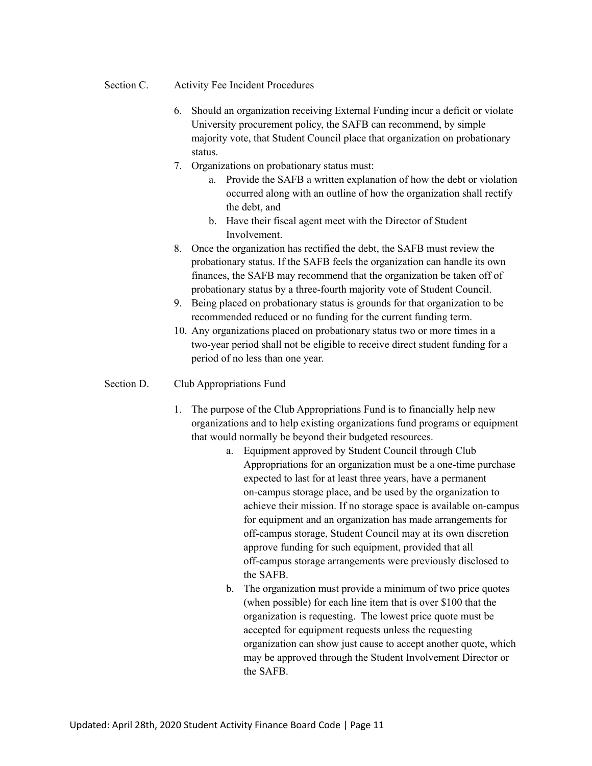Section C. Activity Fee Incident Procedures

6. Should an organization receiving External Funding incur a deficit or violate University procurement policy, the SAFB can recommend, by simple majority vote, that Student Council place that organization on probationary status.
7. Organizations on probationary status must:
    a. Provide the SAFB a written explanation of how the debt or violation occurred along with an outline of how the organization shall rectify the debt, and
    b. Have their fiscal agent meet with the Director of Student Involvement.
8. Once the organization has rectified the debt, the SAFB must review the probationary status. If the SAFB feels the organization can handle its own finances, the SAFB may recommend that the organization be taken off of probationary status by a three-fourth majority vote of Student Council.
9. Being placed on probationary status is grounds for that organization to be recommended reduced or no funding for the current funding term.
10. Any organizations placed on probationary status two or more times in a two-year period shall not be eligible to receive direct student funding for a period of no less than one year.

Section D. Club Appropriations Fund

1. The purpose of the Club Appropriations Fund is to financially help new organizations and to help existing organizations fund programs or equipment that would normally be beyond their budgeted resources.
    a. Equipment approved by Student Council through Club Appropriations for an organization must be a one-time purchase expected to last for at least three years, have a permanent on-campus storage place, and be used by the organization to achieve their mission. If no storage space is available on-campus for equipment and an organization has made arrangements for off-campus storage, Student Council may at its own discretion approve funding for such equipment, provided that all off-campus storage arrangements were previously disclosed to the SAFB.
    b. The organization must provide a minimum of two price quotes (when possible) for each line item that is over $100 that the organization is requesting. The lowest price quote must be accepted for equipment requests unless the requesting organization can show just cause to accept another quote, which may be approved through the Student Involvement Director or the SAFB.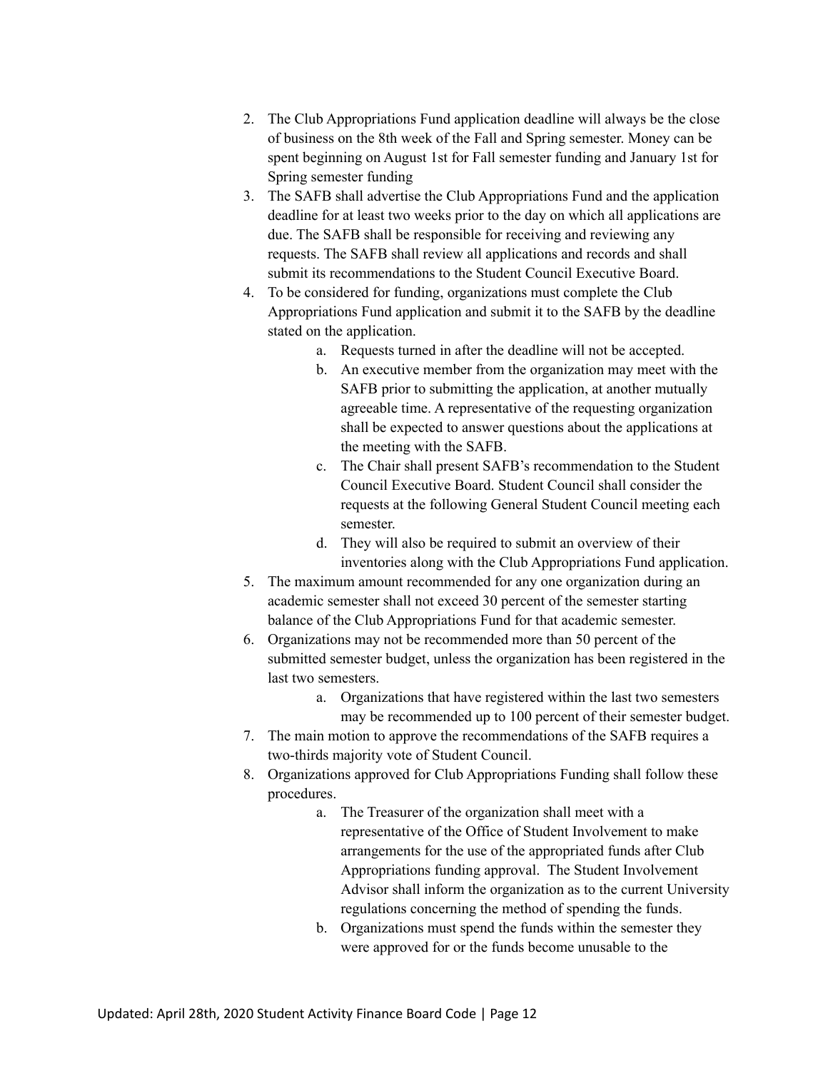2. The Club Appropriations Fund application deadline will always be the close of business on the 8th week of the Fall and Spring semester. Money can be spent beginning on August 1st for Fall semester funding and January 1st for Spring semester funding
3. The SAFB shall advertise the Club Appropriations Fund and the application deadline for at least two weeks prior to the day on which all applications are due. The SAFB shall be responsible for receiving and reviewing any requests. The SAFB shall review all applications and records and shall submit its recommendations to the Student Council Executive Board.
4. To be considered for funding, organizations must complete the Club Appropriations Fund application and submit it to the SAFB by the deadline stated on the application.
    a. Requests turned in after the deadline will not be accepted.
    b. An executive member from the organization may meet with the SAFB prior to submitting the application, at another mutually agreeable time. A representative of the requesting organization shall be expected to answer questions about the applications at the meeting with the SAFB.
    c. The Chair shall present SAFB's recommendation to the Student Council Executive Board. Student Council shall consider the requests at the following General Student Council meeting each semester.
    d. They will also be required to submit an overview of their inventories along with the Club Appropriations Fund application.
5. The maximum amount recommended for any one organization during an academic semester shall not exceed 30 percent of the semester starting balance of the Club Appropriations Fund for that academic semester.
6. Organizations may not be recommended more than 50 percent of the submitted semester budget, unless the organization has been registered in the last two semesters.
    a. Organizations that have registered within the last two semesters may be recommended up to 100 percent of their semester budget.
7. The main motion to approve the recommendations of the SAFB requires a two-thirds majority vote of Student Council.
8. Organizations approved for Club Appropriations Funding shall follow these procedures.
    a. The Treasurer of the organization shall meet with a representative of the Office of Student Involvement to make arrangements for the use of the appropriated funds after Club Appropriations funding approval. The Student Involvement Advisor shall inform the organization as to the current University regulations concerning the method of spending the funds.
    b. Organizations must spend the funds within the semester they were approved for or the funds become unusable to the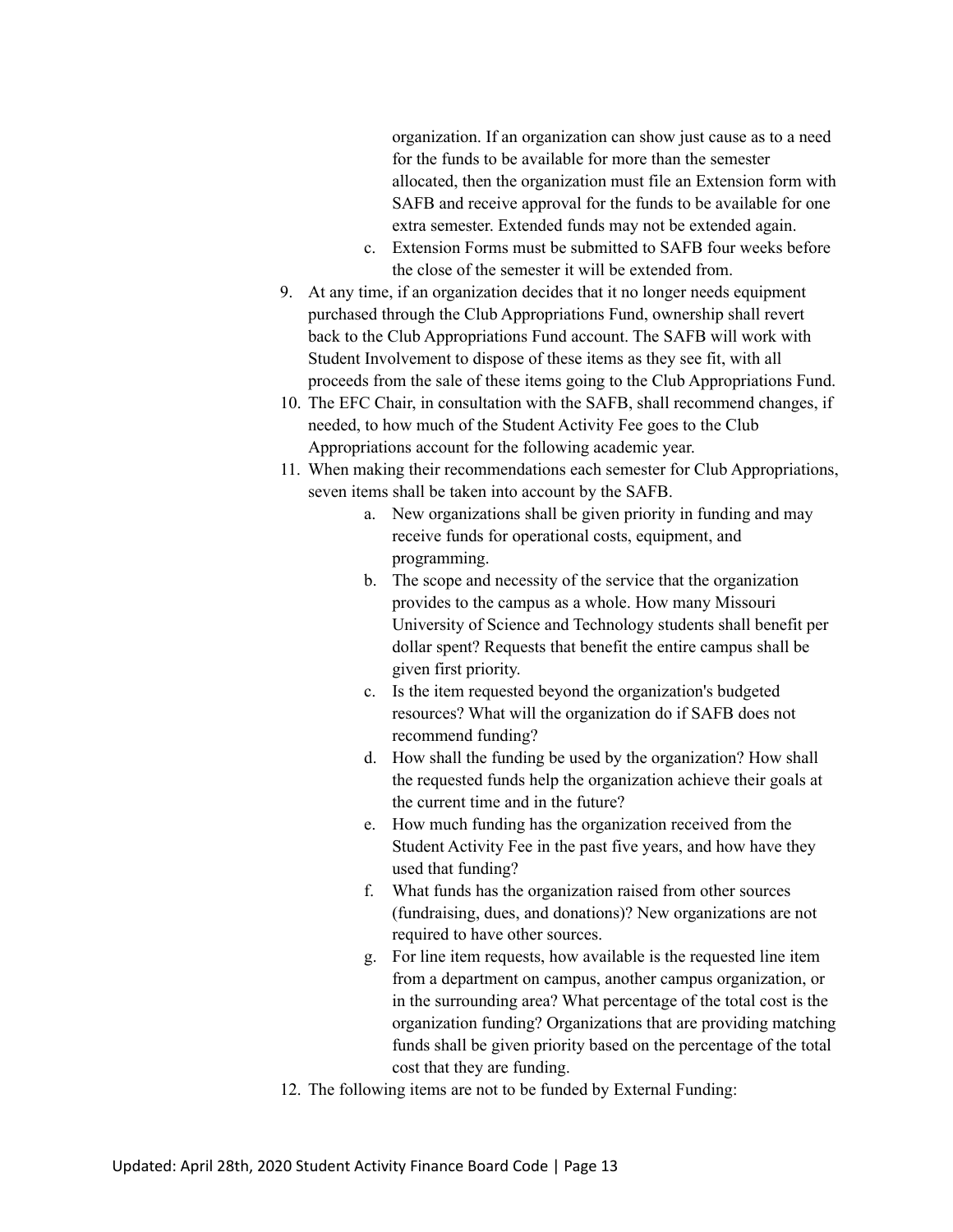organization. If an organization can show just cause as to a need for the funds to be available for more than the semester allocated, then the organization must file an Extension form with SAFB and receive approval for the funds to be available for one extra semester. Extended funds may not be extended again.

   c. Extension Forms must be submitted to SAFB four weeks before the close of the semester it will be extended from.

9. At any time, if an organization decides that it no longer needs equipment purchased through the Club Appropriations Fund, ownership shall revert back to the Club Appropriations Fund account. The SAFB will work with Student Involvement to dispose of these items as they see fit, with all proceeds from the sale of these items going to the Club Appropriations Fund.
10. The EFC Chair, in consultation with the SAFB, shall recommend changes, if needed, to how much of the Student Activity Fee goes to the Club Appropriations account for the following academic year.
11. When making their recommendations each semester for Club Appropriations, seven items shall be taken into account by the SAFB.
    a. New organizations shall be given priority in funding and may receive funds for operational costs, equipment, and programming.
    b. The scope and necessity of the service that the organization provides to the campus as a whole. How many Missouri University of Science and Technology students shall benefit per dollar spent? Requests that benefit the entire campus shall be given first priority.
    c. Is the item requested beyond the organization's budgeted resources? What will the organization do if SAFB does not recommend funding?
    d. How shall the funding be used by the organization? How shall the requested funds help the organization achieve their goals at the current time and in the future?
    e. How much funding has the organization received from the Student Activity Fee in the past five years, and how have they used that funding?
    f. What funds has the organization raised from other sources (fundraising, dues, and donations)? New organizations are not required to have other sources.
    g. For line item requests, how available is the requested line item from a department on campus, another campus organization, or in the surrounding area? What percentage of the total cost is the organization funding? Organizations that are providing matching funds shall be given priority based on the percentage of the total cost that they are funding.
12. The following items are not to be funded by External Funding: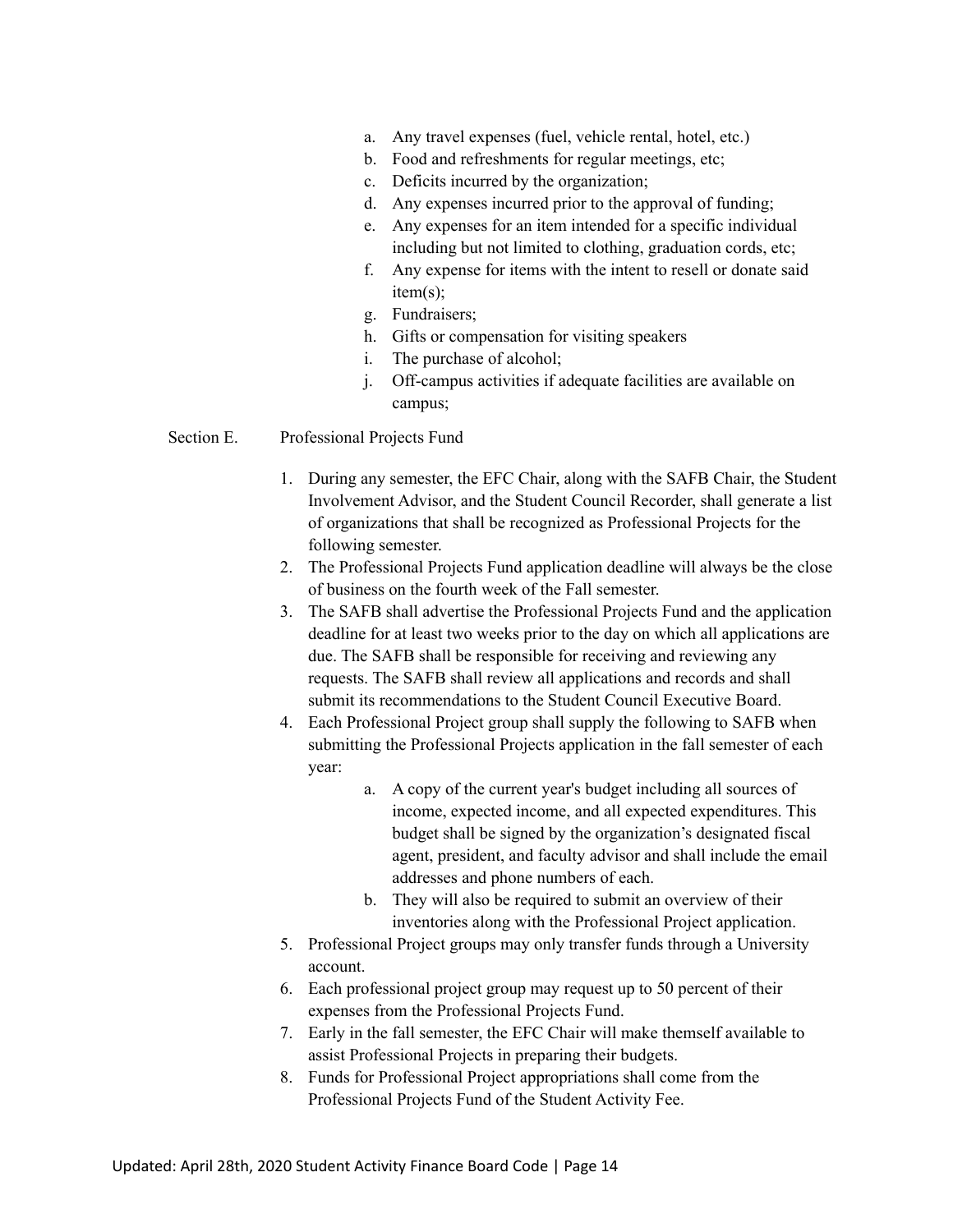a. Any travel expenses (fuel, vehicle rental, hotel, etc.)
b. Food and refreshments for regular meetings, etc;
c. Deficits incurred by the organization;
d. Any expenses incurred prior to the approval of funding;
e. Any expenses for an item intended for a specific individual including but not limited to clothing, graduation cords, etc;
f. Any expense for items with the intent to resell or donate said item(s);
g. Fundraisers;
h. Gifts or compensation for visiting speakers
i. The purchase of alcohol;
j. Off-campus activities if adequate facilities are available on campus;

Section E. Professional Projects Fund

1. During any semester, the EFC Chair, along with the SAFB Chair, the Student Involvement Advisor, and the Student Council Recorder, shall generate a list of organizations that shall be recognized as Professional Projects for the following semester.
2. The Professional Projects Fund application deadline will always be the close of business on the fourth week of the Fall semester.
3. The SAFB shall advertise the Professional Projects Fund and the application deadline for at least two weeks prior to the day on which all applications are due. The SAFB shall be responsible for receiving and reviewing any requests. The SAFB shall review all applications and records and shall submit its recommendations to the Student Council Executive Board.
4. Each Professional Project group shall supply the following to SAFB when submitting the Professional Projects application in the fall semester of each year:
   a. A copy of the current year's budget including all sources of income, expected income, and all expected expenditures. This budget shall be signed by the organization's designated fiscal agent, president, and faculty advisor and shall include the email addresses and phone numbers of each.
   b. They will also be required to submit an overview of their inventories along with the Professional Project application.
5. Professional Project groups may only transfer funds through a University account.
6. Each professional project group may request up to 50 percent of their expenses from the Professional Projects Fund.
7. Early in the fall semester, the EFC Chair will make themself available to assist Professional Projects in preparing their budgets.
8. Funds for Professional Project appropriations shall come from the Professional Projects Fund of the Student Activity Fee.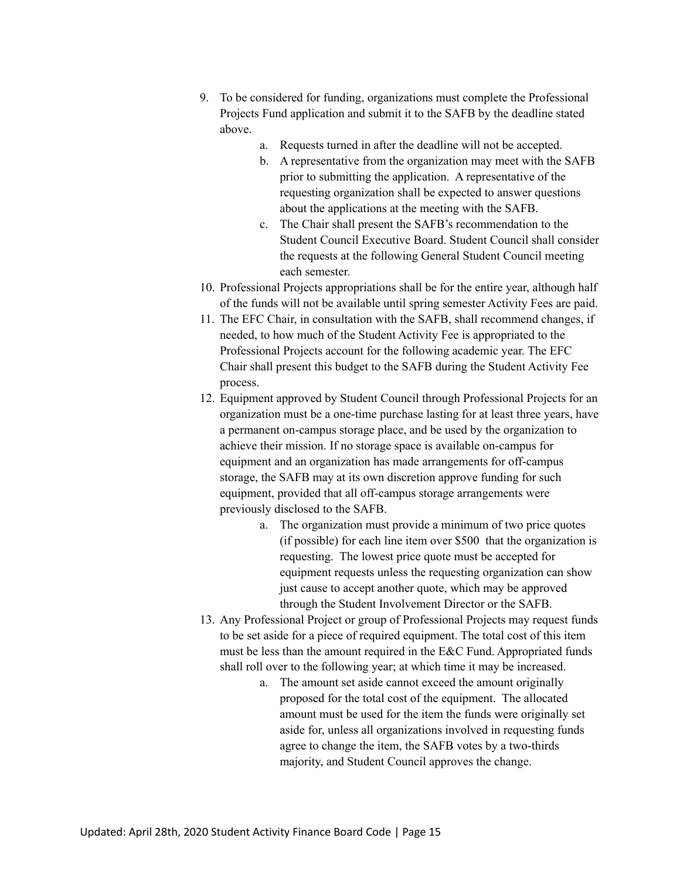9. To be considered for funding, organizations must complete the Professional Projects Fund application and submit it to the SAFB by the deadline stated above.
    a. Requests turned in after the deadline will not be accepted.
    b. A representative from the organization may meet with the SAFB prior to submitting the application. A representative of the requesting organization shall be expected to answer questions about the applications at the meeting with the SAFB.
    c. The Chair shall present the SAFB's recommendation to the Student Council Executive Board. Student Council shall consider the requests at the following General Student Council meeting each semester.
10. Professional Projects appropriations shall be for the entire year, although half of the funds will not be available until spring semester Activity Fees are paid.
11. The EFC Chair, in consultation with the SAFB, shall recommend changes, if needed, to how much of the Student Activity Fee is appropriated to the Professional Projects account for the following academic year. The EFC Chair shall present this budget to the SAFB during the Student Activity Fee process.
12. Equipment approved by Student Council through Professional Projects for an organization must be a one-time purchase lasting for at least three years, have a permanent on-campus storage place, and be used by the organization to achieve their mission. If no storage space is available on-campus for equipment and an organization has made arrangements for off-campus storage, the SAFB may at its own discretion approve funding for such equipment, provided that all off-campus storage arrangements were previously disclosed to the SAFB.
    a. The organization must provide a minimum of two price quotes (if possible) for each line item over $500 that the organization is requesting. The lowest price quote must be accepted for equipment requests unless the requesting organization can show just cause to accept another quote, which may be approved through the Student Involvement Director or the SAFB.
13. Any Professional Project or group of Professional Projects may request funds to be set aside for a piece of required equipment. The total cost of this item must be less than the amount required in the E&C Fund. Appropriated funds shall roll over to the following year; at which time it may be increased.
    a. The amount set aside cannot exceed the amount originally proposed for the total cost of the equipment. The allocated amount must be used for the item the funds were originally set aside for, unless all organizations involved in requesting funds agree to change the item, the SAFB votes by a two-thirds majority, and Student Council approves the change.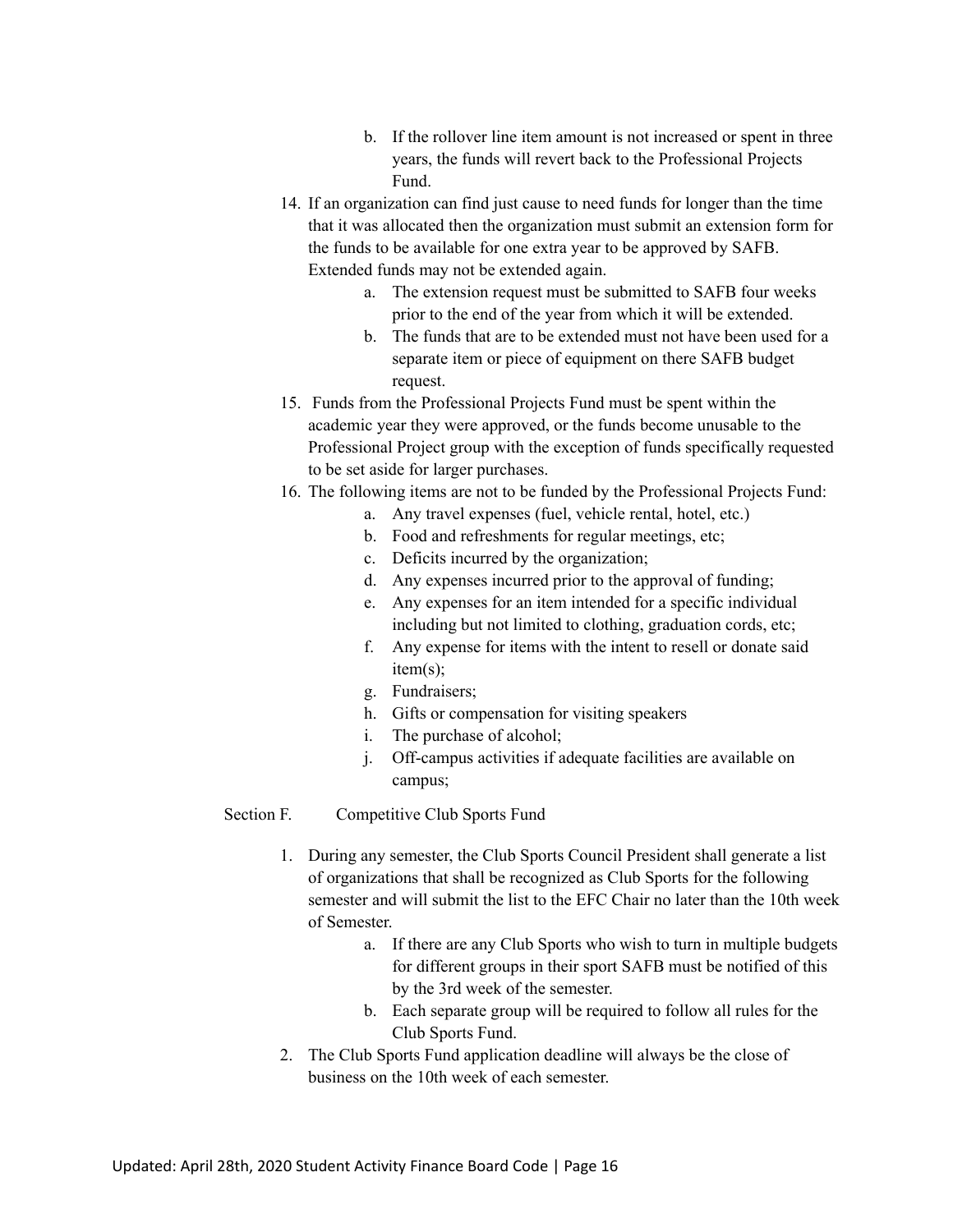b. If the rollover line item amount is not increased or spent in three years, the funds will revert back to the Professional Projects Fund.

14. If an organization can find just cause to need funds for longer than the time that it was allocated then the organization must submit an extension form for the funds to be available for one extra year to be approved by SAFB. Extended funds may not be extended again.
    a. The extension request must be submitted to SAFB four weeks prior to the end of the year from which it will be extended.
    b. The funds that are to be extended must not have been used for a separate item or piece of equipment on there SAFB budget request.
15. Funds from the Professional Projects Fund must be spent within the academic year they were approved, or the funds become unusable to the Professional Project group with the exception of funds specifically requested to be set aside for larger purchases.
16. The following items are not to be funded by the Professional Projects Fund:
    a. Any travel expenses (fuel, vehicle rental, hotel, etc.)
    b. Food and refreshments for regular meetings, etc;
    c. Deficits incurred by the organization;
    d. Any expenses incurred prior to the approval of funding;
    e. Any expenses for an item intended for a specific individual including but not limited to clothing, graduation cords, etc;
    f. Any expense for items with the intent to resell or donate said item(s);
    g. Fundraisers;
    h. Gifts or compensation for visiting speakers
    i. The purchase of alcohol;
    j. Off-campus activities if adequate facilities are available on campus;

Section F. Competitive Club Sports Fund

1. During any semester, the Club Sports Council President shall generate a list of organizations that shall be recognized as Club Sports for the following semester and will submit the list to the EFC Chair no later than the 10th week of Semester.
    a. If there are any Club Sports who wish to turn in multiple budgets for different groups in their sport SAFB must be notified of this by the 3rd week of the semester.
    b. Each separate group will be required to follow all rules for the Club Sports Fund.
2. The Club Sports Fund application deadline will always be the close of business on the 10th week of each semester.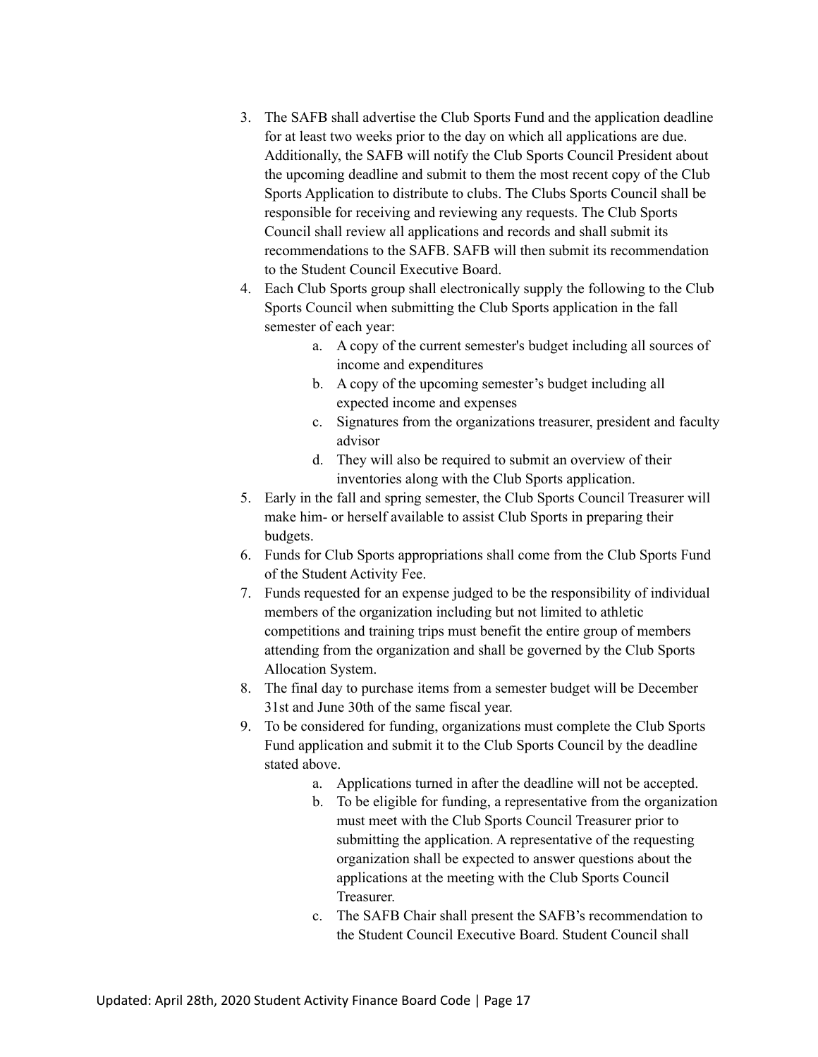3. The SAFB shall advertise the Club Sports Fund and the application deadline for at least two weeks prior to the day on which all applications are due. Additionally, the SAFB will notify the Club Sports Council President about the upcoming deadline and submit to them the most recent copy of the Club Sports Application to distribute to clubs. The Clubs Sports Council shall be responsible for receiving and reviewing any requests. The Club Sports Council shall review all applications and records and shall submit its recommendations to the SAFB. SAFB will then submit its recommendation to the Student Council Executive Board.
4. Each Club Sports group shall electronically supply the following to the Club Sports Council when submitting the Club Sports application in the fall semester of each year:
    a. A copy of the current semester's budget including all sources of income and expenditures
    b. A copy of the upcoming semester's budget including all expected income and expenses
    c. Signatures from the organizations treasurer, president and faculty advisor
    d. They will also be required to submit an overview of their inventories along with the Club Sports application.
5. Early in the fall and spring semester, the Club Sports Council Treasurer will make him- or herself available to assist Club Sports in preparing their budgets.
6. Funds for Club Sports appropriations shall come from the Club Sports Fund of the Student Activity Fee.
7. Funds requested for an expense judged to be the responsibility of individual members of the organization including but not limited to athletic competitions and training trips must benefit the entire group of members attending from the organization and shall be governed by the Club Sports Allocation System.
8. The final day to purchase items from a semester budget will be December 31st and June 30th of the same fiscal year.
9. To be considered for funding, organizations must complete the Club Sports Fund application and submit it to the Club Sports Council by the deadline stated above.
    a. Applications turned in after the deadline will not be accepted.
    b. To be eligible for funding, a representative from the organization must meet with the Club Sports Council Treasurer prior to submitting the application. A representative of the requesting organization shall be expected to answer questions about the applications at the meeting with the Club Sports Council Treasurer.
    c. The SAFB Chair shall present the SAFB's recommendation to the Student Council Executive Board. Student Council shall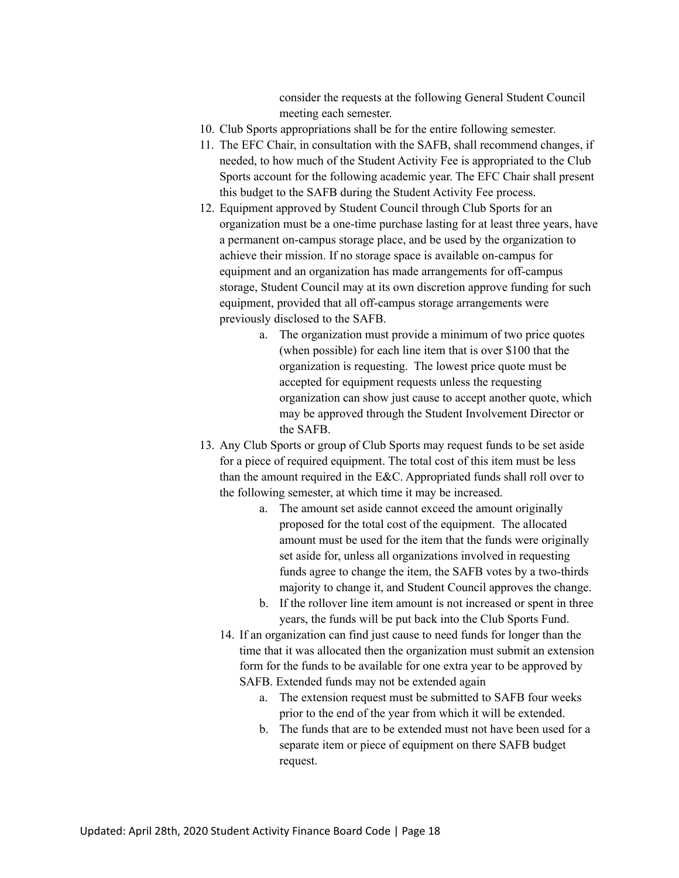consider the requests at the following General Student Council meeting each semester.

10. Club Sports appropriations shall be for the entire following semester.
11. The EFC Chair, in consultation with the SAFB, shall recommend changes, if needed, to how much of the Student Activity Fee is appropriated to the Club Sports account for the following academic year. The EFC Chair shall present this budget to the SAFB during the Student Activity Fee process.
12. Equipment approved by Student Council through Club Sports for an organization must be a one-time purchase lasting for at least three years, have a permanent on-campus storage place, and be used by the organization to achieve their mission. If no storage space is available on-campus for equipment and an organization has made arrangements for off-campus storage, Student Council may at its own discretion approve funding for such equipment, provided that all off-campus storage arrangements were previously disclosed to the SAFB.
    a. The organization must provide a minimum of two price quotes (when possible) for each line item that is over $100 that the organization is requesting. The lowest price quote must be accepted for equipment requests unless the requesting organization can show just cause to accept another quote, which may be approved through the Student Involvement Director or the SAFB.
13. Any Club Sports or group of Club Sports may request funds to be set aside for a piece of required equipment. The total cost of this item must be less than the amount required in the E&C. Appropriated funds shall roll over to the following semester, at which time it may be increased.
    a. The amount set aside cannot exceed the amount originally proposed for the total cost of the equipment. The allocated amount must be used for the item that the funds were originally set aside for, unless all organizations involved in requesting funds agree to change the item, the SAFB votes by a two-thirds majority to change it, and Student Council approves the change.
    b. If the rollover line item amount is not increased or spent in three years, the funds will be put back into the Club Sports Fund.
14. If an organization can find just cause to need funds for longer than the time that it was allocated then the organization must submit an extension form for the funds to be available for one extra year to be approved by SAFB. Extended funds may not be extended again
    a. The extension request must be submitted to SAFB four weeks prior to the end of the year from which it will be extended.
    b. The funds that are to be extended must not have been used for a separate item or piece of equipment on there SAFB budget request.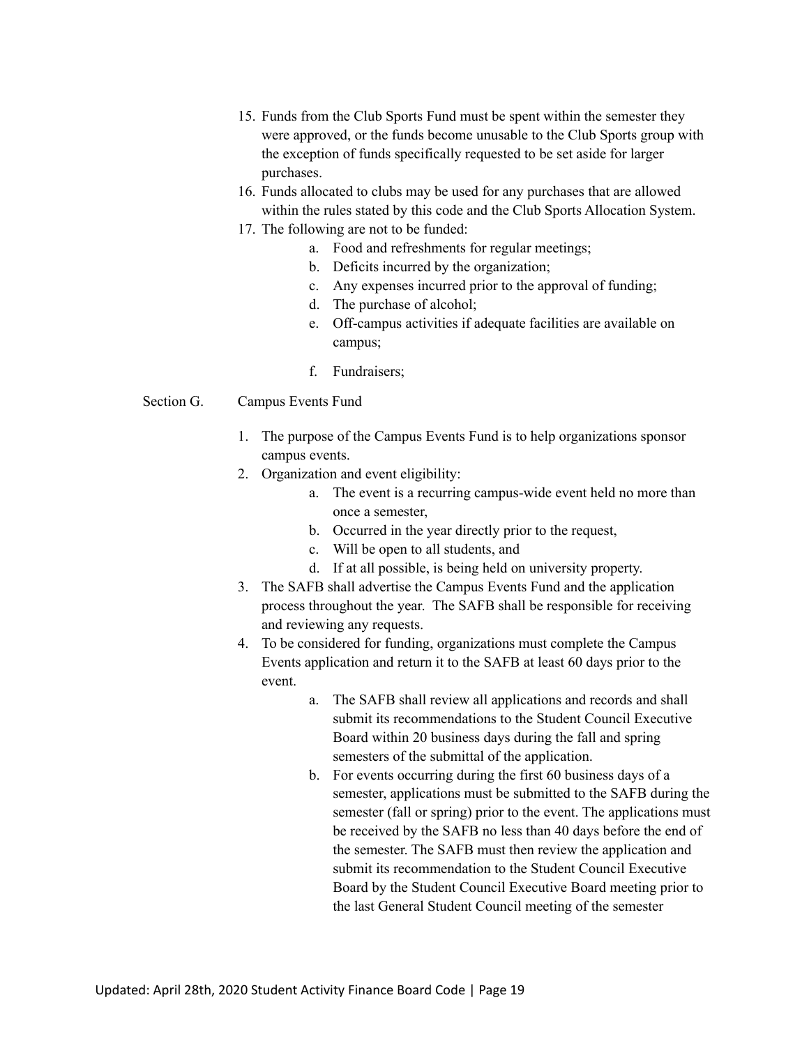15. Funds from the Club Sports Fund must be spent within the semester they were approved, or the funds become unusable to the Club Sports group with the exception of funds specifically requested to be set aside for larger purchases.
16. Funds allocated to clubs may be used for any purchases that are allowed within the rules stated by this code and the Club Sports Allocation System.
17. The following are not to be funded:
    a. Food and refreshments for regular meetings;
    b. Deficits incurred by the organization;
    c. Any expenses incurred prior to the approval of funding;
    d. The purchase of alcohol;
    e. Off-campus activities if adequate facilities are available on campus;
    f. Fundraisers;

Section G. Campus Events Fund

1. The purpose of the Campus Events Fund is to help organizations sponsor campus events.
2. Organization and event eligibility:
    a. The event is a recurring campus-wide event held no more than once a semester,
    b. Occurred in the year directly prior to the request,
    c. Will be open to all students, and
    d. If at all possible, is being held on university property.
3. The SAFB shall advertise the Campus Events Fund and the application process throughout the year. The SAFB shall be responsible for receiving and reviewing any requests.
4. To be considered for funding, organizations must complete the Campus Events application and return it to the SAFB at least 60 days prior to the event.
    a. The SAFB shall review all applications and records and shall submit its recommendations to the Student Council Executive Board within 20 business days during the fall and spring semesters of the submittal of the application.
    b. For events occurring during the first 60 business days of a semester, applications must be submitted to the SAFB during the semester (fall or spring) prior to the event. The applications must be received by the SAFB no less than 40 days before the end of the semester. The SAFB must then review the application and submit its recommendation to the Student Council Executive Board by the Student Council Executive Board meeting prior to the last General Student Council meeting of the semester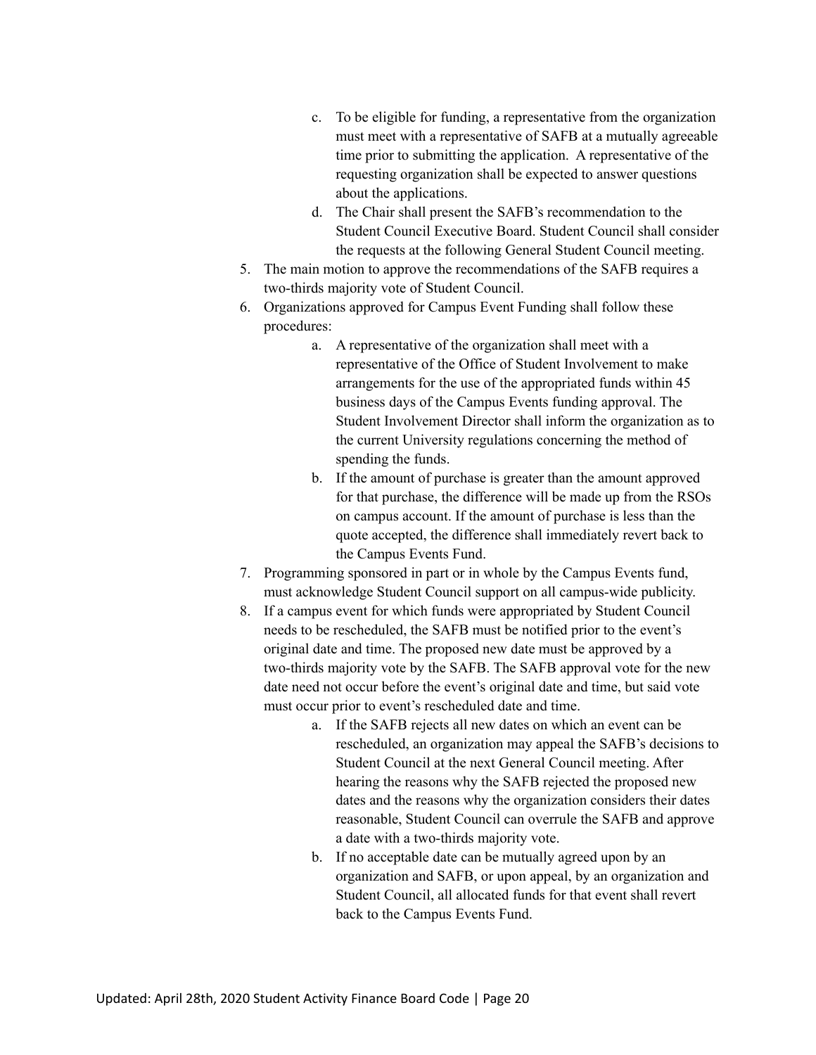c. To be eligible for funding, a representative from the organization must meet with a representative of SAFB at a mutually agreeable time prior to submitting the application. A representative of the requesting organization shall be expected to answer questions about the applications.
   d. The Chair shall present the SAFB's recommendation to the Student Council Executive Board. Student Council shall consider the requests at the following General Student Council meeting.

5. The main motion to approve the recommendations of the SAFB requires a two-thirds majority vote of Student Council.
6. Organizations approved for Campus Event Funding shall follow these procedures:
   a. A representative of the organization shall meet with a representative of the Office of Student Involvement to make arrangements for the use of the appropriated funds within 45 business days of the Campus Events funding approval. The Student Involvement Director shall inform the organization as to the current University regulations concerning the method of spending the funds.
   b. If the amount of purchase is greater than the amount approved for that purchase, the difference will be made up from the RSOs on campus account. If the amount of purchase is less than the quote accepted, the difference shall immediately revert back to the Campus Events Fund.
7. Programming sponsored in part or in whole by the Campus Events fund, must acknowledge Student Council support on all campus-wide publicity.
8. If a campus event for which funds were appropriated by Student Council needs to be rescheduled, the SAFB must be notified prior to the event's original date and time. The proposed new date must be approved by a two-thirds majority vote by the SAFB. The SAFB approval vote for the new date need not occur before the event's original date and time, but said vote must occur prior to event's rescheduled date and time.
   a. If the SAFB rejects all new dates on which an event can be rescheduled, an organization may appeal the SAFB's decisions to Student Council at the next General Council meeting. After hearing the reasons why the SAFB rejected the proposed new dates and the reasons why the organization considers their dates reasonable, Student Council can overrule the SAFB and approve a date with a two-thirds majority vote.
   b. If no acceptable date can be mutually agreed upon by an organization and SAFB, or upon appeal, by an organization and Student Council, all allocated funds for that event shall revert back to the Campus Events Fund.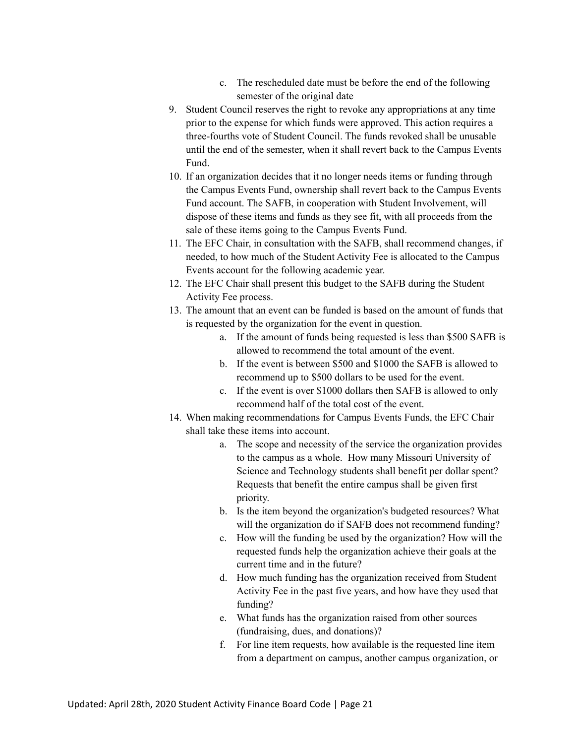c. The rescheduled date must be before the end of the following semester of the original date

9. Student Council reserves the right to revoke any appropriations at any time prior to the expense for which funds were approved. This action requires a three-fourths vote of Student Council. The funds revoked shall be unusable until the end of the semester, when it shall revert back to the Campus Events Fund.
10. If an organization decides that it no longer needs items or funding through the Campus Events Fund, ownership shall revert back to the Campus Events Fund account. The SAFB, in cooperation with Student Involvement, will dispose of these items and funds as they see fit, with all proceeds from the sale of these items going to the Campus Events Fund.
11. The EFC Chair, in consultation with the SAFB, shall recommend changes, if needed, to how much of the Student Activity Fee is allocated to the Campus Events account for the following academic year.
12. The EFC Chair shall present this budget to the SAFB during the Student Activity Fee process.
13. The amount that an event can be funded is based on the amount of funds that is requested by the organization for the event in question.
    a. If the amount of funds being requested is less than $500 SAFB is allowed to recommend the total amount of the event.
    b. If the event is between $500 and $1000 the SAFB is allowed to recommend up to $500 dollars to be used for the event.
    c. If the event is over $1000 dollars then SAFB is allowed to only recommend half of the total cost of the event.
14. When making recommendations for Campus Events Funds, the EFC Chair shall take these items into account.
    a. The scope and necessity of the service the organization provides to the campus as a whole. How many Missouri University of Science and Technology students shall benefit per dollar spent? Requests that benefit the entire campus shall be given first priority.
    b. Is the item beyond the organization's budgeted resources? What will the organization do if SAFB does not recommend funding?
    c. How will the funding be used by the organization? How will the requested funds help the organization achieve their goals at the current time and in the future?
    d. How much funding has the organization received from Student Activity Fee in the past five years, and how have they used that funding?
    e. What funds has the organization raised from other sources (fundraising, dues, and donations)?
    f. For line item requests, how available is the requested line item from a department on campus, another campus organization, or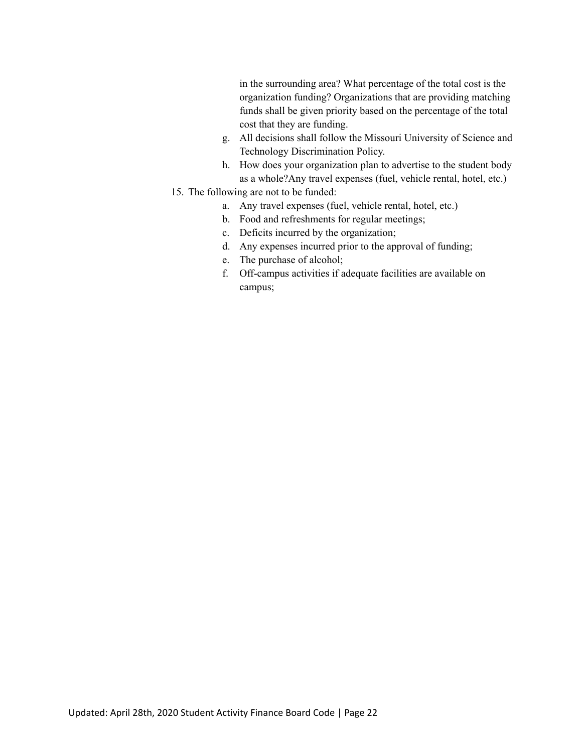in the surrounding area? What percentage of the total cost is the organization funding? Organizations that are providing matching funds shall be given priority based on the percentage of the total cost that they are funding.

   g. All decisions shall follow the Missouri University of Science and Technology Discrimination Policy.
   h. How does your organization plan to advertise to the student body as a whole?Any travel expenses (fuel, vehicle rental, hotel, etc.)

15. The following are not to be funded:
    a. Any travel expenses (fuel, vehicle rental, hotel, etc.)
    b. Food and refreshments for regular meetings;
    c. Deficits incurred by the organization;
    d. Any expenses incurred prior to the approval of funding;
    e. The purchase of alcohol;
    f. Off-campus activities if adequate facilities are available on campus;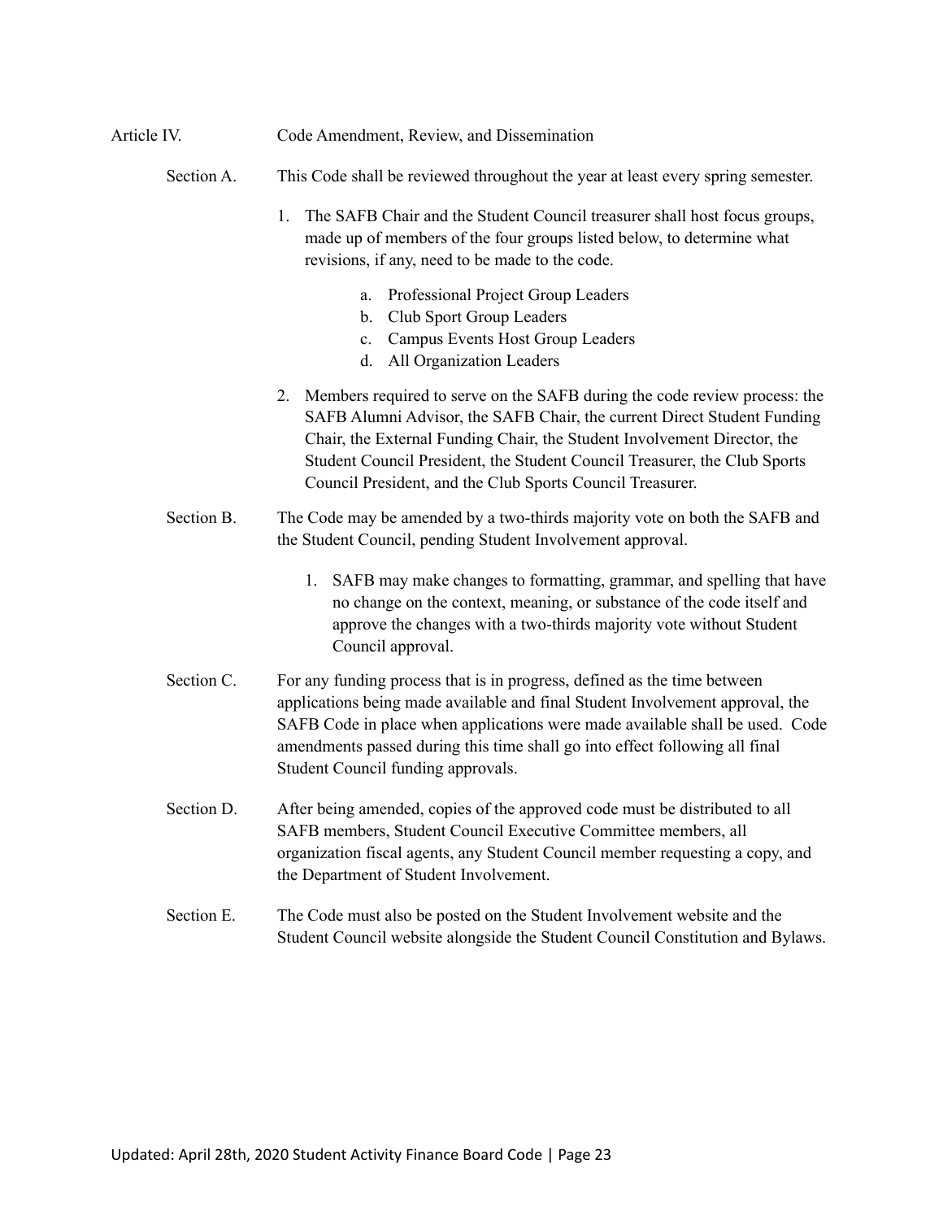## Article IV. Code Amendment, Review, and Dissemination

**Section A.** This Code shall be reviewed throughout the year at least every spring semester.

1. The SAFB Chair and the Student Council treasurer shall host focus groups, made up of members of the four groups listed below, to determine what revisions, if any, need to be made to the code.
    a. Professional Project Group Leaders
    b. Club Sport Group Leaders
    c. Campus Events Host Group Leaders
    d. All Organization Leaders
2. Members required to serve on the SAFB during the code review process: the SAFB Alumni Advisor, the SAFB Chair, the current Direct Student Funding Chair, the External Funding Chair, the Student Involvement Director, the Student Council President, the Student Council Treasurer, the Club Sports Council President, and the Club Sports Council Treasurer.

**Section B.** The Code may be amended by a two-thirds majority vote on both the SAFB and the Student Council, pending Student Involvement approval.

1. SAFB may make changes to formatting, grammar, and spelling that have no change on the context, meaning, or substance of the code itself and approve the changes with a two-thirds majority vote without Student Council approval.

**Section C.** For any funding process that is in progress, defined as the time between applications being made available and final Student Involvement approval, the SAFB Code in place when applications were made available shall be used. Code amendments passed during this time shall go into effect following all final Student Council funding approvals.

**Section D.** After being amended, copies of the approved code must be distributed to all SAFB members, Student Council Executive Committee members, all organization fiscal agents, any Student Council member requesting a copy, and the Department of Student Involvement.

**Section E.** The Code must also be posted on the Student Involvement website and the Student Council website alongside the Student Council Constitution and Bylaws.